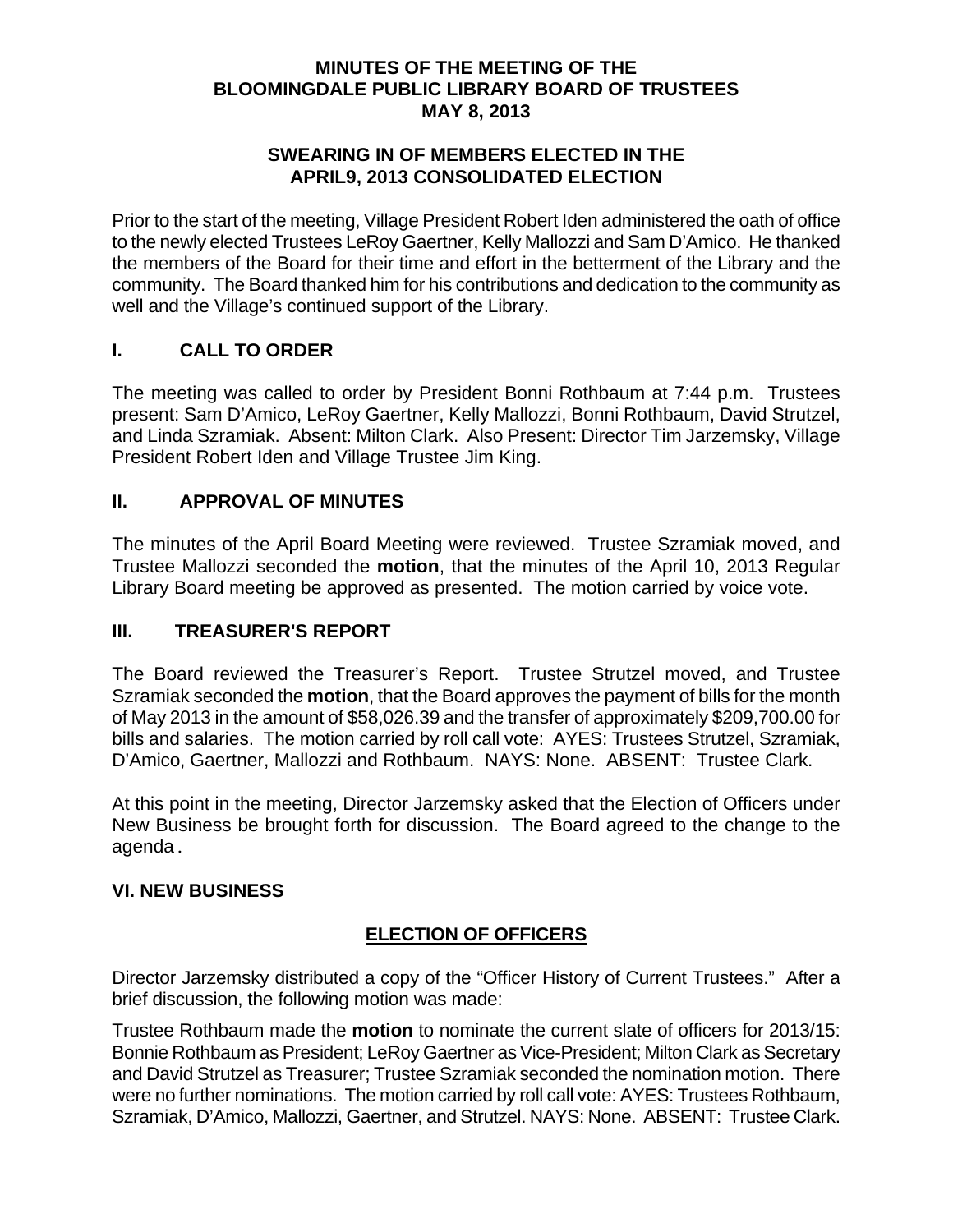# MINUTES OF THE MEETING OF THE BLOOMINGDALE PUBLIC LIBRARY BOARD OF TRUSTEES MAY 8, 2013

## SWEARING IN OF MEMBERS ELECTED IN THE APRIL9, 2013 CONSOLIDATED ELECTION

Prior to the start of the meeting, Village President Robert Iden administered the oath of office to the newly elected Trustees LeRoy Gaertner, Kelly Mallozzi and Sam D'Amico. He thanked the members of the Board for their time and effort in the betterment of the Library and the community. The Board thanked him for his contributions and dedication to the community as well and the Village's continued support of the Library.

## I. CALL TO ORDER

The meeting was called to order by President Bonni Rothbaum at 7:44 p.m. Trustees present: Sam D'Amico, LeRoy Gaertner, Kelly Mallozzi, Bonni Rothbaum, David Strutzel, and Linda Szramiak. Absent: Milton Clark. Also Present: Director Tim Jarzemsky, Village President Robert Iden and Village Trustee Jim King.

## II. APPROVAL OF MINUTES

The minutes of the April Board Meeting were reviewed. Trustee Szramiak moved, and Trustee Mallozzi seconded the **motion**, that the minutes of the April 10, 2013 Regular Library Board meeting be approved as presented. The motion carried by voice vote.

## III. TREASURER'S REPORT

The Board reviewed the Treasurer's Report. Trustee Strutzel moved, and Trustee Szramiak seconded the **motion**, that the Board approves the payment of bills for the month of May 2013 in the amount of $58,026.39 and the transfer of approximately $209,700.00 for bills and salaries. The motion carried by roll call vote: AYES: Trustees Strutzel, Szramiak, D'Amico, Gaertner, Mallozzi and Rothbaum. NAYS: None. ABSENT: Trustee Clark.

At this point in the meeting, Director Jarzemsky asked that the Election of Officers under New Business be brought forth for discussion. The Board agreed to the change to the agenda.

## VI. NEW BUSINESS

### ELECTION OF OFFICERS

Director Jarzemsky distributed a copy of the "Officer History of Current Trustees." After a brief discussion, the following motion was made:

Trustee Rothbaum made the **motion** to nominate the current slate of officers for 2013/15: Bonnie Rothbaum as President; LeRoy Gaertner as Vice-President; Milton Clark as Secretary and David Strutzel as Treasurer; Trustee Szramiak seconded the nomination motion. There were no further nominations. The motion carried by roll call vote: AYES: Trustees Rothbaum, Szramiak, D'Amico, Mallozzi, Gaertner, and Strutzel. NAYS: None. ABSENT: Trustee Clark.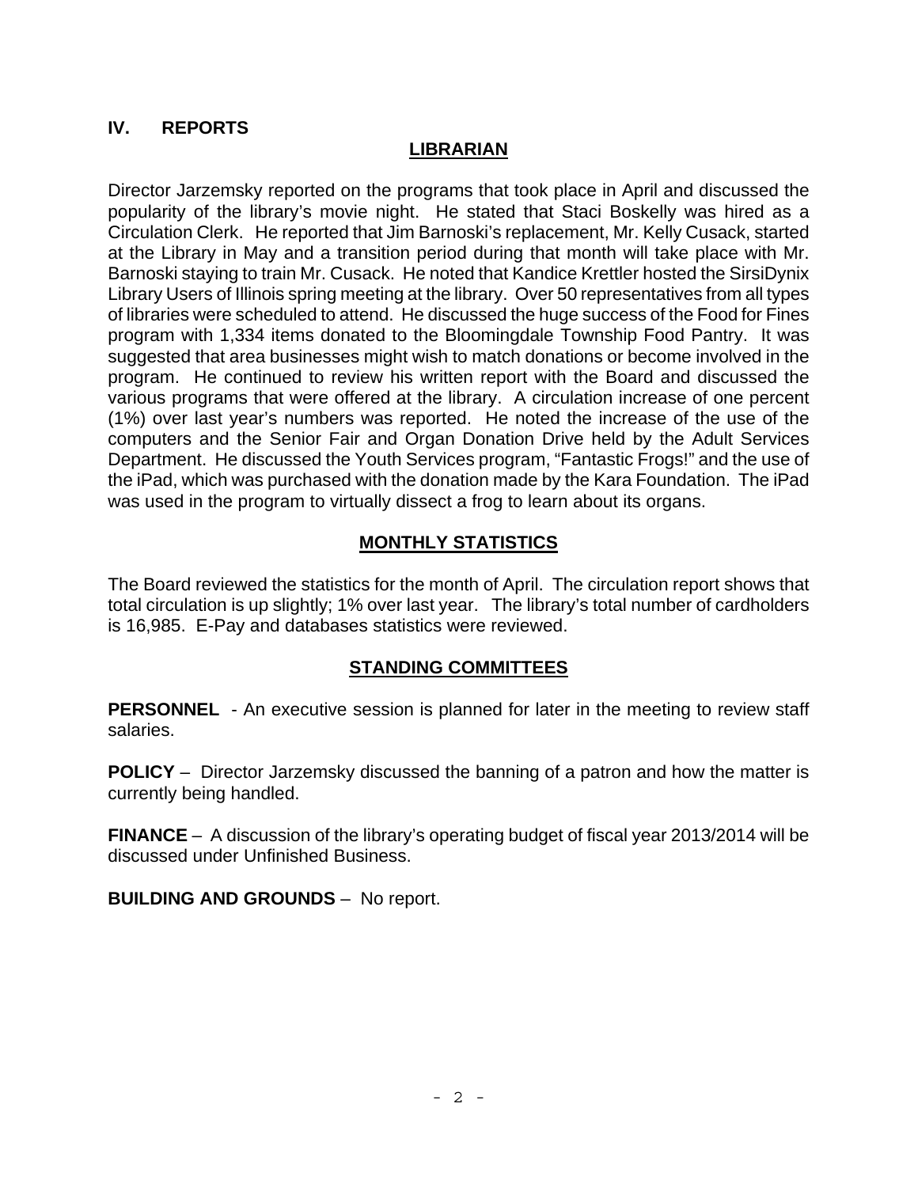## IV. REPORTS

### LIBRARIAN

Director Jarzemsky reported on the programs that took place in April and discussed the popularity of the library's movie night. He stated that Staci Boskelly was hired as a Circulation Clerk. He reported that Jim Barnoski's replacement, Mr. Kelly Cusack, started at the Library in May and a transition period during that month will take place with Mr. Barnoski staying to train Mr. Cusack. He noted that Kandice Krettler hosted the SirsiDynix Library Users of Illinois spring meeting at the library. Over 50 representatives from all types of libraries were scheduled to attend. He discussed the huge success of the Food for Fines program with 1,334 items donated to the Bloomingdale Township Food Pantry. It was suggested that area businesses might wish to match donations or become involved in the program. He continued to review his written report with the Board and discussed the various programs that were offered at the library. A circulation increase of one percent (1%) over last year's numbers was reported. He noted the increase of the use of the computers and the Senior Fair and Organ Donation Drive held by the Adult Services Department. He discussed the Youth Services program, "Fantastic Frogs!" and the use of the iPad, which was purchased with the donation made by the Kara Foundation. The iPad was used in the program to virtually dissect a frog to learn about its organs.

### MONTHLY STATISTICS

The Board reviewed the statistics for the month of April. The circulation report shows that total circulation is up slightly; 1% over last year. The library's total number of cardholders is 16,985. E-Pay and databases statistics were reviewed.

### STANDING COMMITTEES

**PERSONNEL** - An executive session is planned for later in the meeting to review staff salaries.

**POLICY** – Director Jarzemsky discussed the banning of a patron and how the matter is currently being handled.

**FINANCE** – A discussion of the library's operating budget of fiscal year 2013/2014 will be discussed under Unfinished Business.

**BUILDING AND GROUNDS** – No report.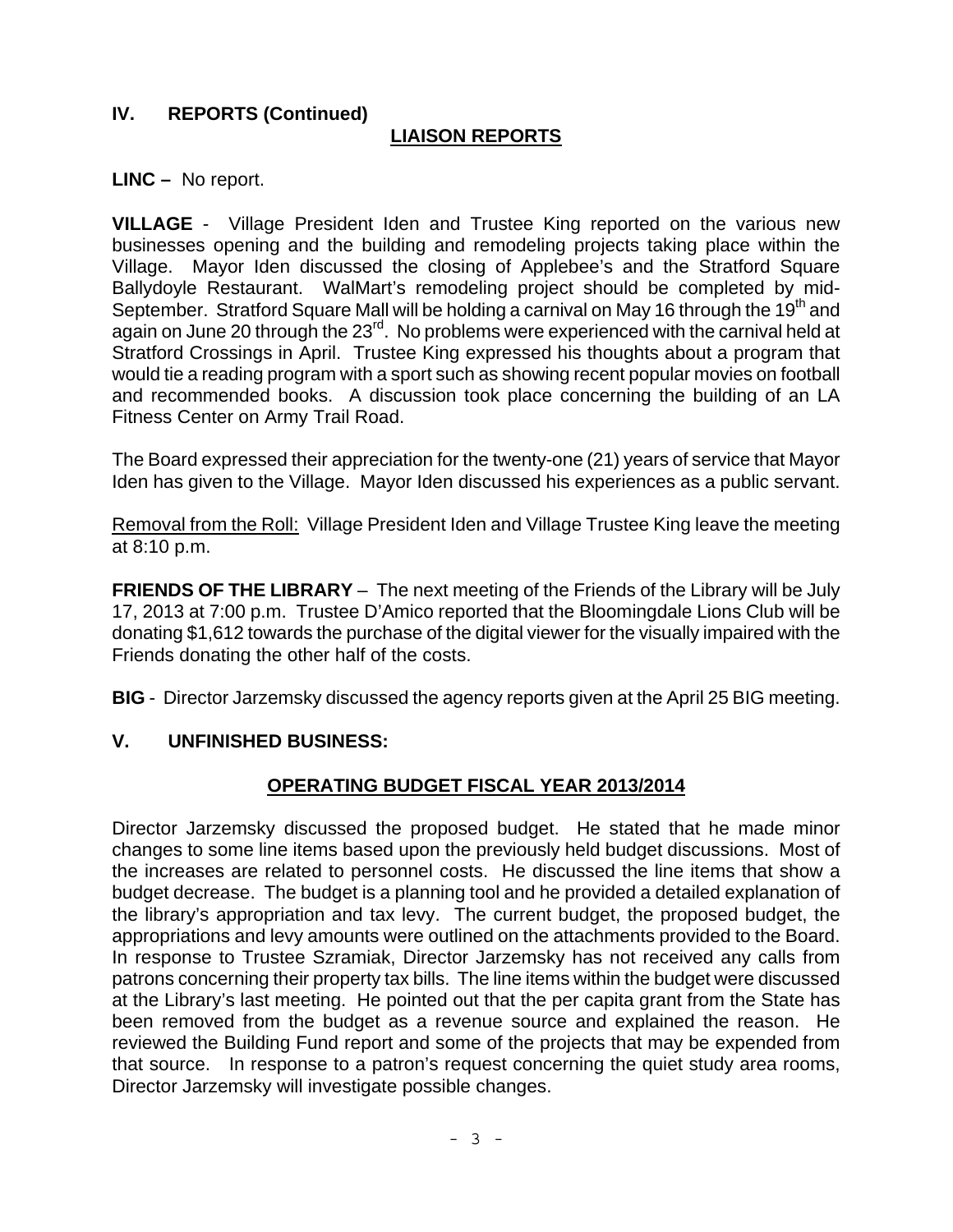## IV. REPORTS (Continued)

### LIAISON REPORTS

**LINC –** No report.

**VILLAGE** - Village President Iden and Trustee King reported on the various new businesses opening and the building and remodeling projects taking place within the Village. Mayor Iden discussed the closing of Applebee's and the Stratford Square Ballydoyle Restaurant. WalMart's remodeling project should be completed by mid-September. Stratford Square Mall will be holding a carnival on May 16 through the 19th and again on June 20 through the 23rd. No problems were experienced with the carnival held at Stratford Crossings in April. Trustee King expressed his thoughts about a program that would tie a reading program with a sport such as showing recent popular movies on football and recommended books. A discussion took place concerning the building of an LA Fitness Center on Army Trail Road.

The Board expressed their appreciation for the twenty-one (21) years of service that Mayor Iden has given to the Village. Mayor Iden discussed his experiences as a public servant.

Removal from the Roll: Village President Iden and Village Trustee King leave the meeting at 8:10 p.m.

**FRIENDS OF THE LIBRARY** – The next meeting of the Friends of the Library will be July 17, 2013 at 7:00 p.m. Trustee D'Amico reported that the Bloomingdale Lions Club will be donating $1,612 towards the purchase of the digital viewer for the visually impaired with the Friends donating the other half of the costs.

**BIG** - Director Jarzemsky discussed the agency reports given at the April 25 BIG meeting.

## V. UNFINISHED BUSINESS:

### OPERATING BUDGET FISCAL YEAR 2013/2014

Director Jarzemsky discussed the proposed budget. He stated that he made minor changes to some line items based upon the previously held budget discussions. Most of the increases are related to personnel costs. He discussed the line items that show a budget decrease. The budget is a planning tool and he provided a detailed explanation of the library's appropriation and tax levy. The current budget, the proposed budget, the appropriations and levy amounts were outlined on the attachments provided to the Board. In response to Trustee Szramiak, Director Jarzemsky has not received any calls from patrons concerning their property tax bills. The line items within the budget were discussed at the Library's last meeting. He pointed out that the per capita grant from the State has been removed from the budget as a revenue source and explained the reason. He reviewed the Building Fund report and some of the projects that may be expended from that source. In response to a patron's request concerning the quiet study area rooms, Director Jarzemsky will investigate possible changes.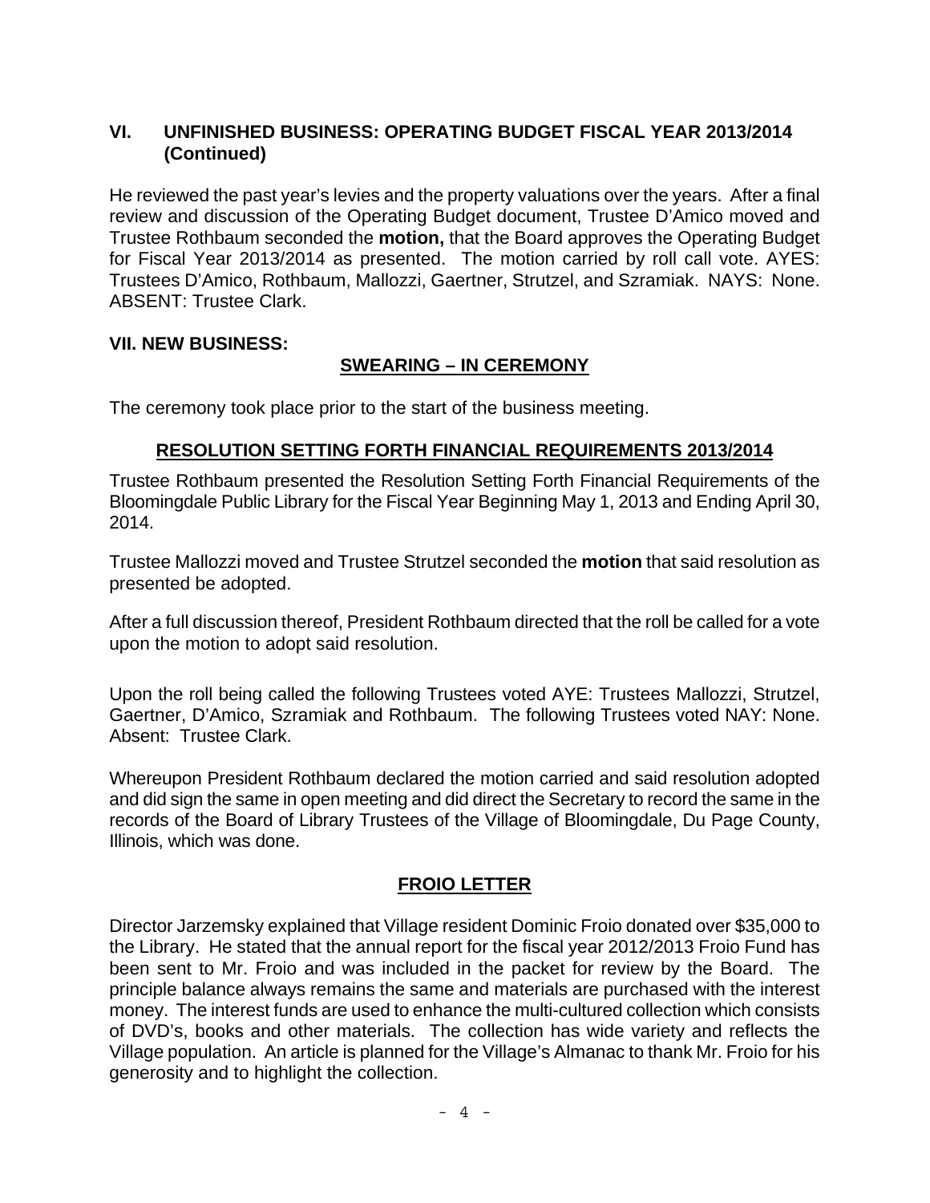## VI. UNFINISHED BUSINESS: OPERATING BUDGET FISCAL YEAR 2013/2014 (Continued)

He reviewed the past year's levies and the property valuations over the years. After a final review and discussion of the Operating Budget document, Trustee D'Amico moved and Trustee Rothbaum seconded the **motion,** that the Board approves the Operating Budget for Fiscal Year 2013/2014 as presented. The motion carried by roll call vote. AYES: Trustees D'Amico, Rothbaum, Mallozzi, Gaertner, Strutzel, and Szramiak. NAYS: None. ABSENT: Trustee Clark.

## VII. NEW BUSINESS:

### SWEARING – IN CEREMONY

The ceremony took place prior to the start of the business meeting.

### RESOLUTION SETTING FORTH FINANCIAL REQUIREMENTS 2013/2014

Trustee Rothbaum presented the Resolution Setting Forth Financial Requirements of the Bloomingdale Public Library for the Fiscal Year Beginning May 1, 2013 and Ending April 30, 2014.

Trustee Mallozzi moved and Trustee Strutzel seconded the **motion** that said resolution as presented be adopted.

After a full discussion thereof, President Rothbaum directed that the roll be called for a vote upon the motion to adopt said resolution.

Upon the roll being called the following Trustees voted AYE: Trustees Mallozzi, Strutzel, Gaertner, D'Amico, Szramiak and Rothbaum. The following Trustees voted NAY: None. Absent: Trustee Clark.

Whereupon President Rothbaum declared the motion carried and said resolution adopted and did sign the same in open meeting and did direct the Secretary to record the same in the records of the Board of Library Trustees of the Village of Bloomingdale, Du Page County, Illinois, which was done.

### FROIO LETTER

Director Jarzemsky explained that Village resident Dominic Froio donated over $35,000 to the Library. He stated that the annual report for the fiscal year 2012/2013 Froio Fund has been sent to Mr. Froio and was included in the packet for review by the Board. The principle balance always remains the same and materials are purchased with the interest money. The interest funds are used to enhance the multi-cultured collection which consists of DVD's, books and other materials. The collection has wide variety and reflects the Village population. An article is planned for the Village's Almanac to thank Mr. Froio for his generosity and to highlight the collection.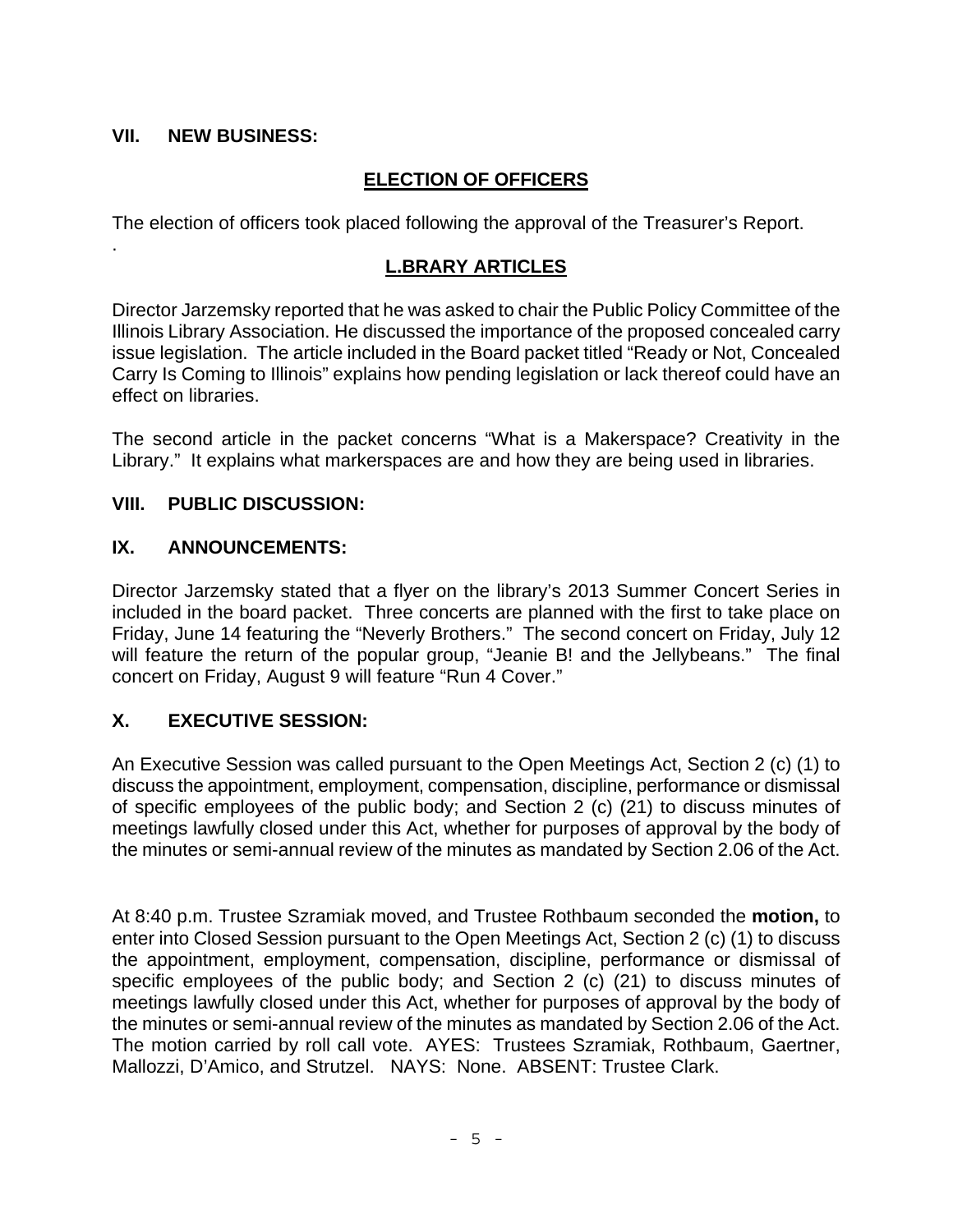## VII. NEW BUSINESS:

### ELECTION OF OFFICERS

The election of officers took placed following the approval of the Treasurer's Report.

.

### L.BRARY ARTICLES

Director Jarzemsky reported that he was asked to chair the Public Policy Committee of the Illinois Library Association. He discussed the importance of the proposed concealed carry issue legislation. The article included in the Board packet titled "Ready or Not, Concealed Carry Is Coming to Illinois" explains how pending legislation or lack thereof could have an effect on libraries.

The second article in the packet concerns "What is a Makerspace? Creativity in the Library." It explains what markerspaces are and how they are being used in libraries.

## VIII. PUBLIC DISCUSSION:

## IX. ANNOUNCEMENTS:

Director Jarzemsky stated that a flyer on the library's 2013 Summer Concert Series in included in the board packet. Three concerts are planned with the first to take place on Friday, June 14 featuring the "Neverly Brothers." The second concert on Friday, July 12 will feature the return of the popular group, "Jeanie B! and the Jellybeans." The final concert on Friday, August 9 will feature "Run 4 Cover."

## X. EXECUTIVE SESSION:

An Executive Session was called pursuant to the Open Meetings Act, Section 2 (c) (1) to discuss the appointment, employment, compensation, discipline, performance or dismissal of specific employees of the public body; and Section 2 (c) (21) to discuss minutes of meetings lawfully closed under this Act, whether for purposes of approval by the body of the minutes or semi-annual review of the minutes as mandated by Section 2.06 of the Act.

At 8:40 p.m. Trustee Szramiak moved, and Trustee Rothbaum seconded the **motion,** to enter into Closed Session pursuant to the Open Meetings Act, Section 2 (c) (1) to discuss the appointment, employment, compensation, discipline, performance or dismissal of specific employees of the public body; and Section 2 (c) (21) to discuss minutes of meetings lawfully closed under this Act, whether for purposes of approval by the body of the minutes or semi-annual review of the minutes as mandated by Section 2.06 of the Act. The motion carried by roll call vote. AYES: Trustees Szramiak, Rothbaum, Gaertner, Mallozzi, D'Amico, and Strutzel. NAYS: None. ABSENT: Trustee Clark.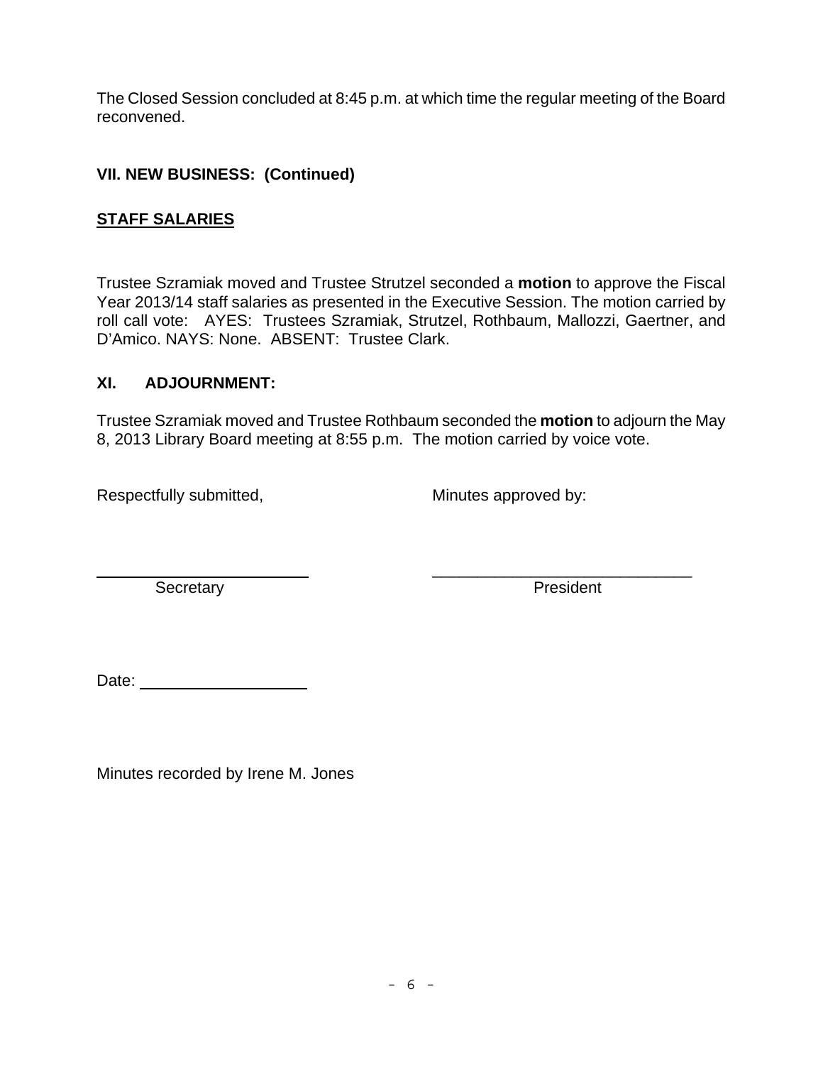The Closed Session concluded at 8:45 p.m. at which time the regular meeting of the Board reconvened.

## VII. NEW BUSINESS: (Continued)

### STAFF SALARIES

Trustee Szramiak moved and Trustee Strutzel seconded a **motion** to approve the Fiscal Year 2013/14 staff salaries as presented in the Executive Session. The motion carried by roll call vote: AYES: Trustees Szramiak, Strutzel, Rothbaum, Mallozzi, Gaertner, and D'Amico. NAYS: None. ABSENT: Trustee Clark.

## XI. ADJOURNMENT:

Trustee Szramiak moved and Trustee Rothbaum seconded the **motion** to adjourn the May 8, 2013 Library Board meeting at 8:55 p.m. The motion carried by voice vote.

Respectfully submitted,

Minutes approved by:

\_\_\_\_\_\_\_\_\_\_\_\_\_\_\_\_\_\_\_\_\_\_\_\_
Secretary

\_\_\_\_\_\_\_\_\_\_\_\_\_\_\_\_\_\_\_\_\_\_\_\_\_\_\_\_\_\_
President

Date: \_\_\_\_\_\_\_\_\_\_\_\_\_\_\_\_\_\_\_

Minutes recorded by Irene M. Jones